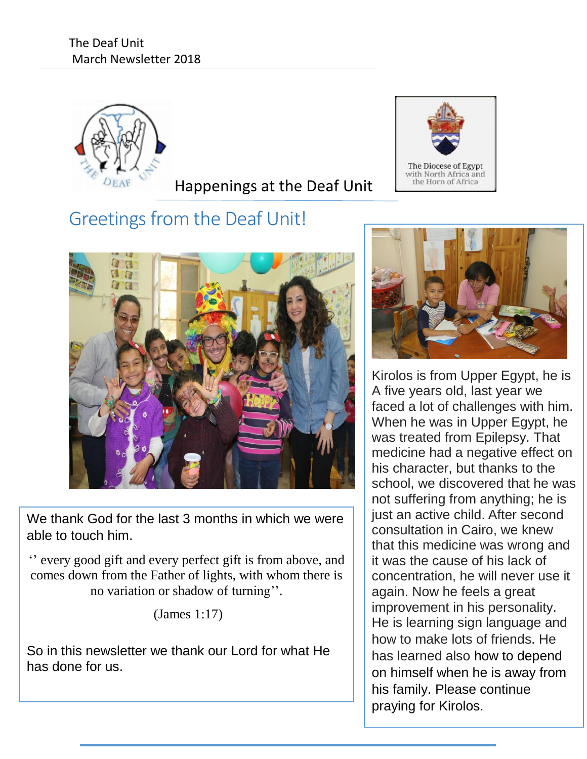The Deaf Unit
March Newsletter 2018

The Diocese of Egypt with North Africa and the Horn of Africa

Happenings at the Deaf Unit

# Greetings from the Deaf Unit!

We thank God for the last 3 months in which we were able to touch him.

'' every good gift and every perfect gift is from above, and comes down from the Father of lights, with whom there is no variation or shadow of turning''.

(James 1:17)

So in this newsletter we thank our Lord for what He has done for us.

Kirolos is from Upper Egypt, he is A five years old, last year we faced a lot of challenges with him. When he was in Upper Egypt, he was treated from Epilepsy. That medicine had a negative effect on his character, but thanks to the school, we discovered that he was not suffering from anything; he is just an active child. After second consultation in Cairo, we knew that this medicine was wrong and it was the cause of his lack of concentration, he will never use it again. Now he feels a great improvement in his personality. He is learning sign language and how to make lots of friends. He has learned also how to depend on himself when he is away from his family. Please continue praying for Kirolos.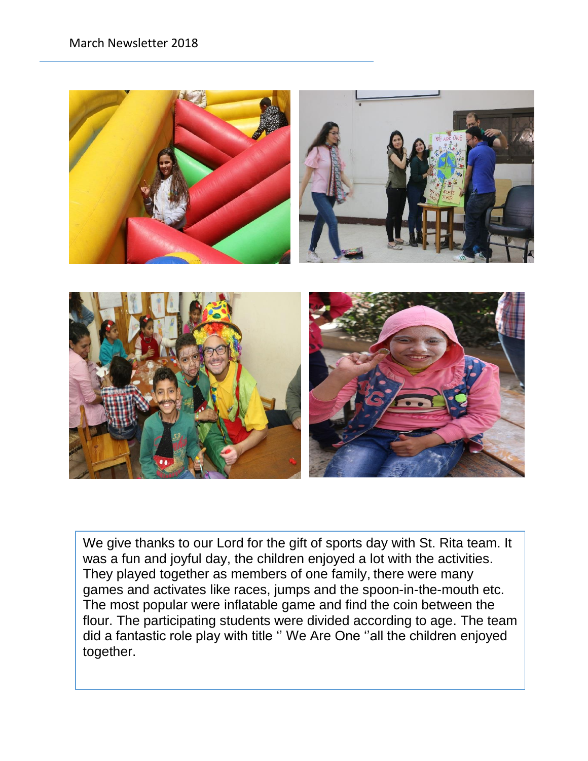We give thanks to our Lord for the gift of sports day with St. Rita team. It was a fun and joyful day, the children enjoyed a lot with the activities. They played together as members of one family, there were many games and activates like races, jumps and the spoon-in-the-mouth etc. The most popular were inflatable game and find the coin between the flour. The participating students were divided according to age. The team did a fantastic role play with title '' We Are One ''all the children enjoyed together.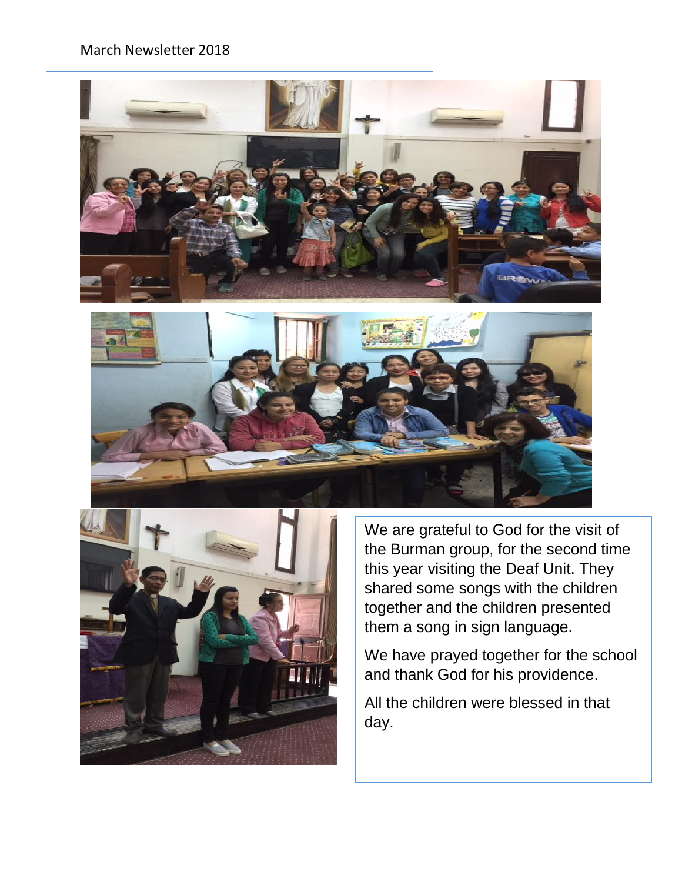March Newsletter 2018

We are grateful to God for the visit of the Burman group, for the second time this year visiting the Deaf Unit. They shared some songs with the children together and the children presented them a song in sign language.

We have prayed together for the school and thank God for his providence.

All the children were blessed in that day.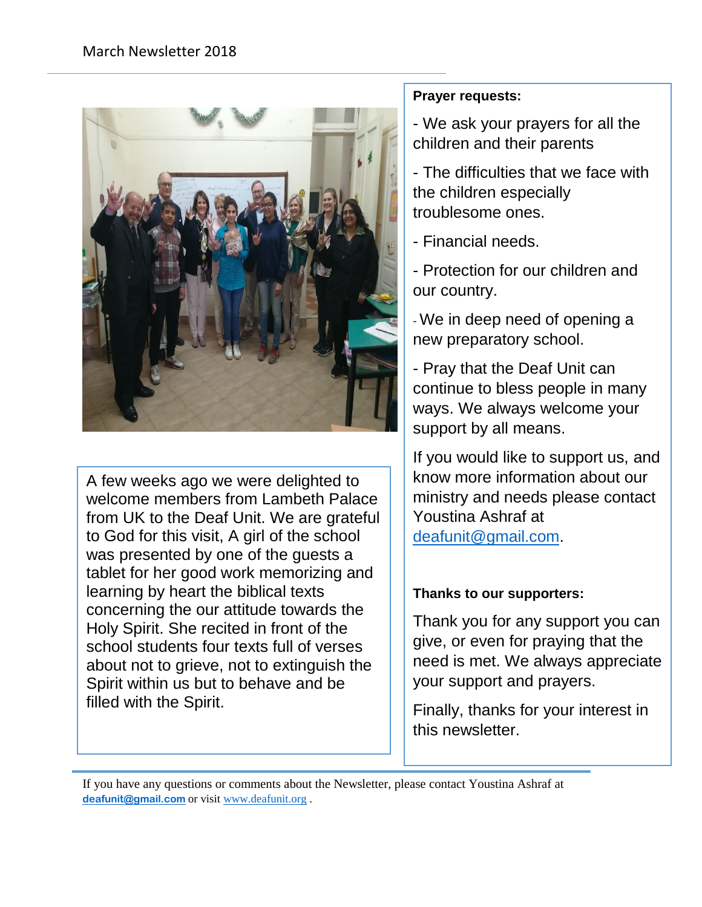March Newsletter 2018

A few weeks ago we were delighted to welcome members from Lambeth Palace from UK to the Deaf Unit. We are grateful to God for this visit, A girl of the school was presented by one of the guests a tablet for her good work memorizing and learning by heart the biblical texts concerning the our attitude towards the Holy Spirit. She recited in front of the school students four texts full of verses about not to grieve, not to extinguish the Spirit within us but to behave and be filled with the Spirit.

**Prayer requests:**

- We ask your prayers for all the children and their parents
- The difficulties that we face with the children especially troublesome ones.
- Financial needs.
- Protection for our children and our country.
- We in deep need of opening a new preparatory school.
- Pray that the Deaf Unit can continue to bless people in many ways. We always welcome your support by all means.

If you would like to support us, and know more information about our ministry and needs please contact Youstina Ashraf at deafunit@gmail.com.

**Thanks to our supporters:**

Thank you for any support you can give, or even for praying that the need is met. We always appreciate your support and prayers.

Finally, thanks for your interest in this newsletter.

If you have any questions or comments about the Newsletter, please contact Youstina Ashraf at **deafunit@gmail.com** or visit www.deafunit.org .